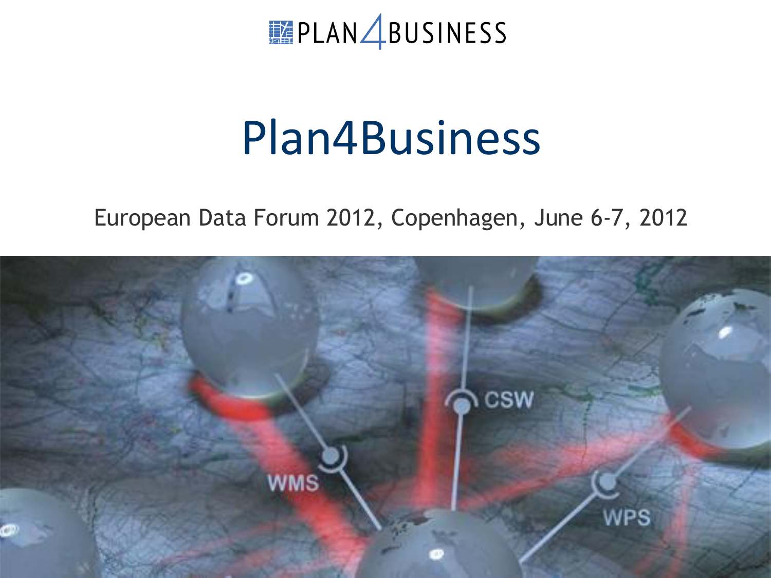PLAN4BUSINESS

# Plan4Business

European Data Forum 2012, Copenhagen, June 6-7, 2012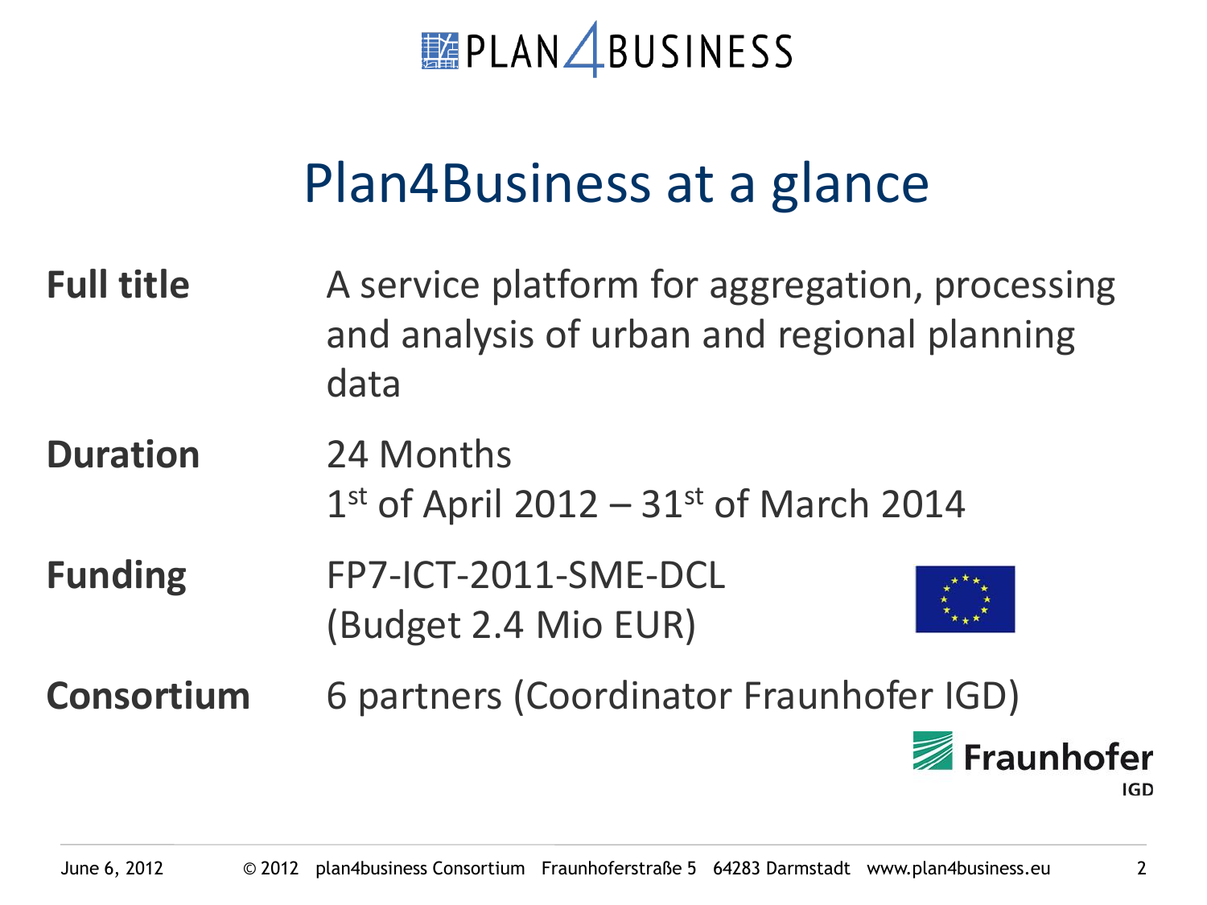# Plan4Business at a glance

| | |
|---|---|
| **Full title** | A service platform for aggregation, processing and analysis of urban and regional planning data |
| **Duration** | 24 Months<br>1st of April 2012 – 31st of March 2014 |
| **Funding** | FP7-ICT-2011-SME-DCL<br>(Budget 2.4 Mio EUR) |
| **Consortium** | 6 partners (Coordinator Fraunhofer IGD) |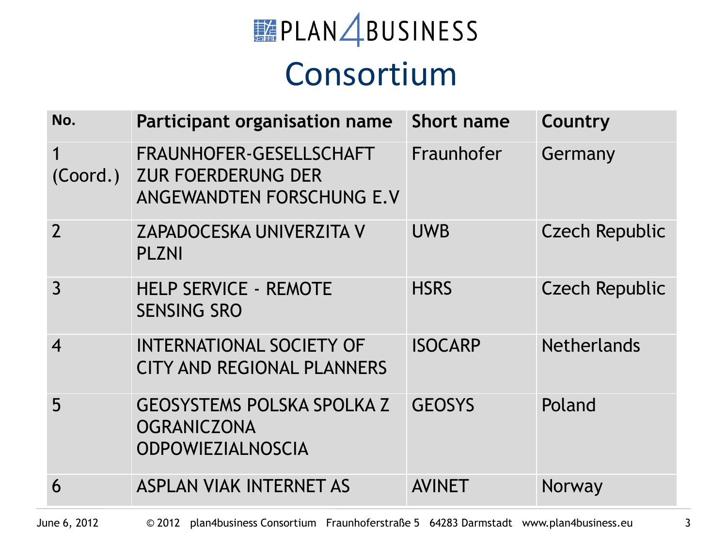# PLAN4BUSINESS

## Consortium

| No. | Participant organisation name | Short name | Country |
|---|---|---|---|
| 1 (Coord.) | FRAUNHOFER-GESELLSCHAFT ZUR FOERDERUNG DER ANGEWANDTEN FORSCHUNG E.V | Fraunhofer | Germany |
| 2 | ZAPADOCESKA UNIVERZITA V PLZNI | UWB | Czech Republic |
| 3 | HELP SERVICE - REMOTE SENSING SRO | HSRS | Czech Republic |
| 4 | INTERNATIONAL SOCIETY OF CITY AND REGIONAL PLANNERS | ISOCARP | Netherlands |
| 5 | GEOSYSTEMS POLSKA SPOLKA Z OGRANICZONA ODPOWIEZIALNOSCIA | GEOSYS | Poland |
| 6 | ASPLAN VIAK INTERNET AS | AVINET | Norway |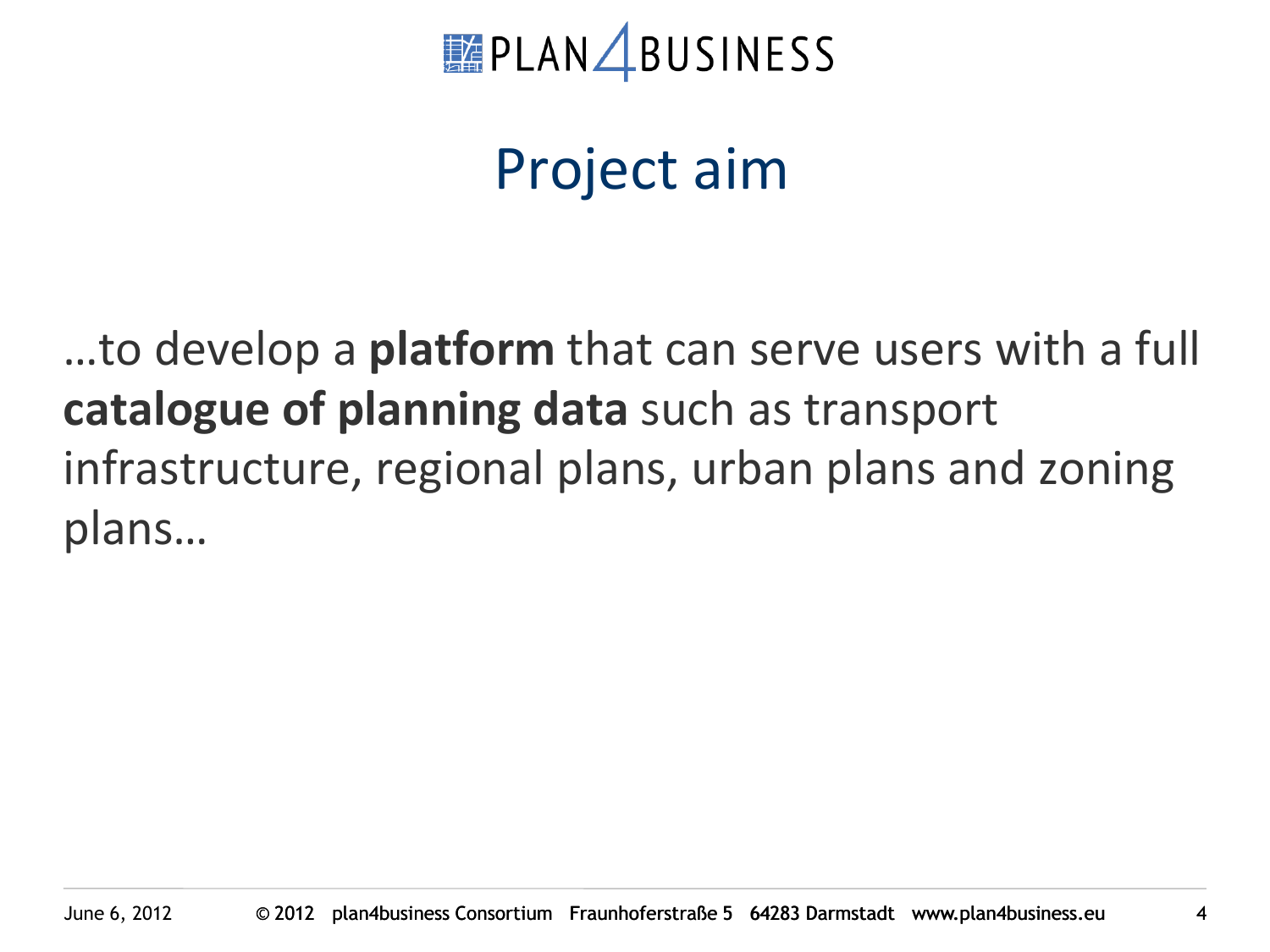# Project aim

…to develop a **platform** that can serve users with a full **catalogue of planning data** such as transport infrastructure, regional plans, urban plans and zoning plans…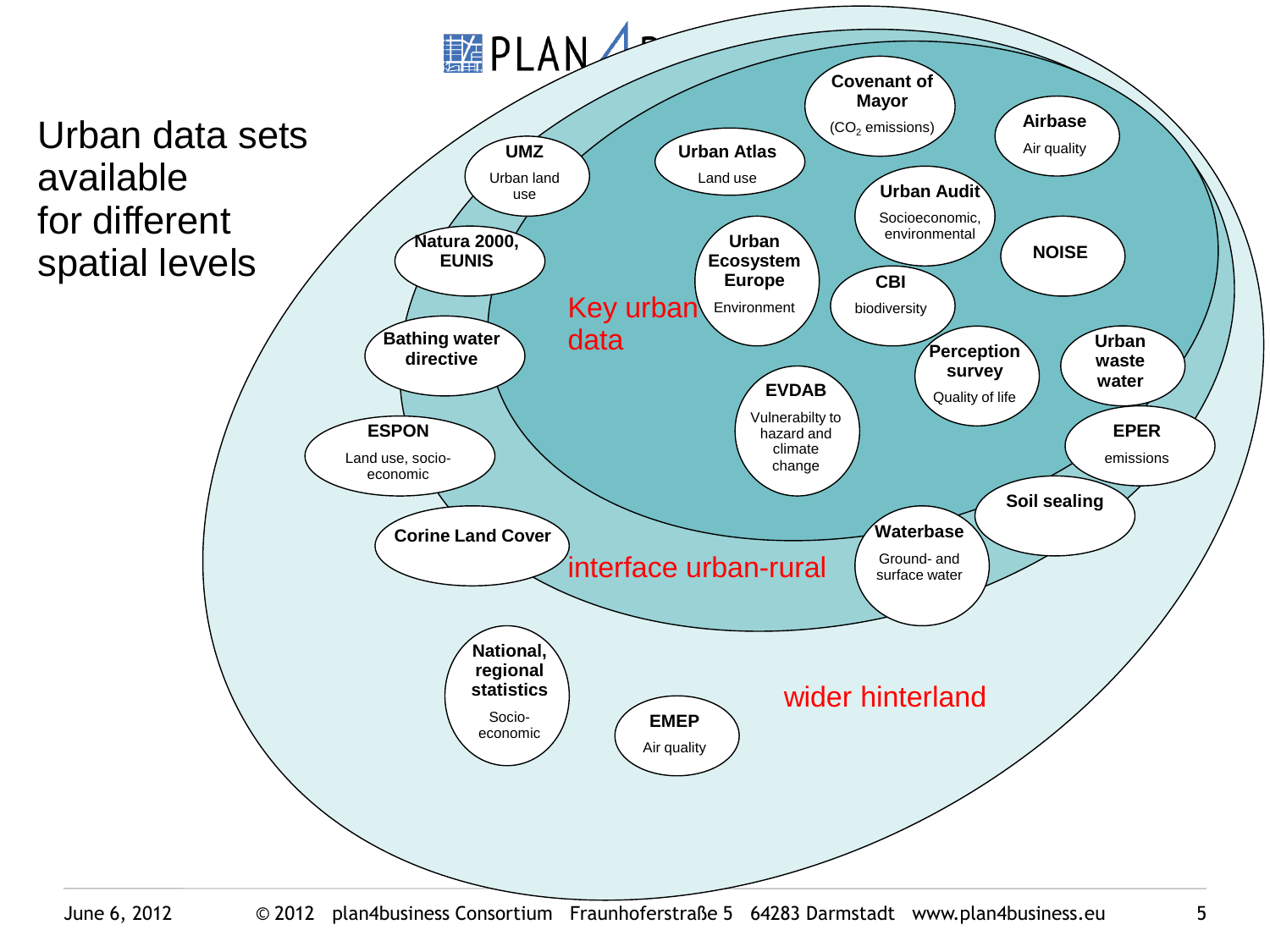# Urban data sets available for different spatial levels

**Key urban data**

- **Covenant of Mayor** – ($CO_2$ emissions)
- **Airbase** – Air quality
- **Urban Atlas** – Land use
- **Urban Audit** – Socioeconomic, environmental
- **NOISE**
- **Urban Ecosystem Europe** – Environment
- **CBI** – biodiversity
- **Perception survey** – Quality of life
- **Urban waste water**
- **EVDAB** – Vulnerabilty to hazard and climate change

**interface urban-rural**

- **UMZ** – Urban land use
- **Natura 2000, EUNIS**
- **Bathing water directive**
- **ESPON** – Land use, socio-economic
- **Corine Land Cover**
- **Waterbase** – Ground- and surface water
- **Soil sealing**
- **EPER** – emissions

**wider hinterland**

- **National, regional statistics** – Socio-economic
- **EMEP** – Air quality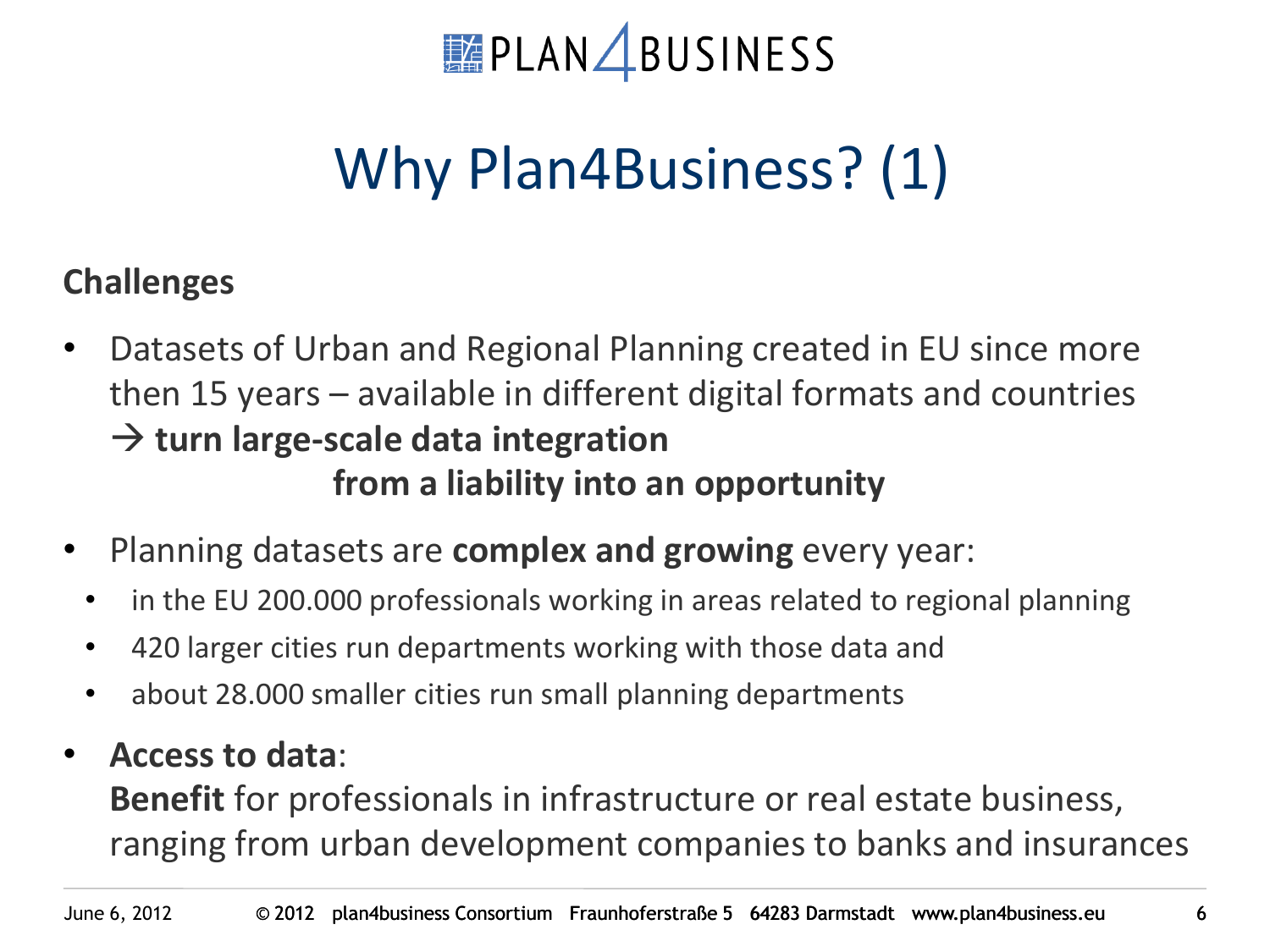# Why Plan4Business? (1)

**Challenges**

- Datasets of Urban and Regional Planning created in EU since more then 15 years – available in different digital formats and countries
  → **turn large-scale data integration from a liability into an opportunity**
- Planning datasets are **complex and growing** every year:
  - in the EU 200.000 professionals working in areas related to regional planning
  - 420 larger cities run departments working with those data and
  - about 28.000 smaller cities run small planning departments
- **Access to data**:
  **Benefit** for professionals in infrastructure or real estate business, ranging from urban development companies to banks and insurances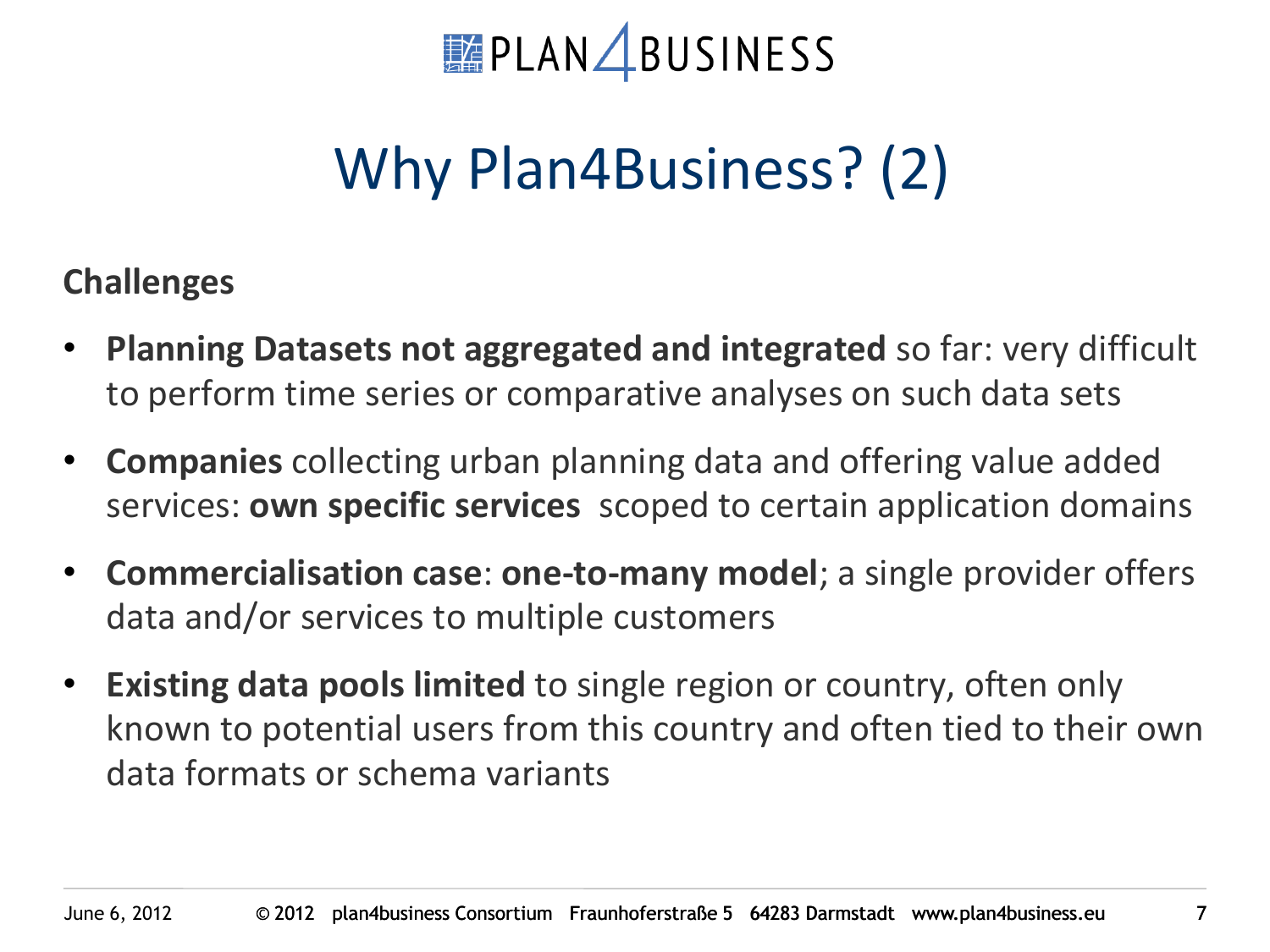# Why Plan4Business? (2)

**Challenges**

- **Planning Datasets not aggregated and integrated** so far: very difficult to perform time series or comparative analyses on such data sets
- **Companies** collecting urban planning data and offering value added services: **own specific services** scoped to certain application domains
- **Commercialisation case**: **one-to-many model**; a single provider offers data and/or services to multiple customers
- **Existing data pools limited** to single region or country, often only known to potential users from this country and often tied to their own data formats or schema variants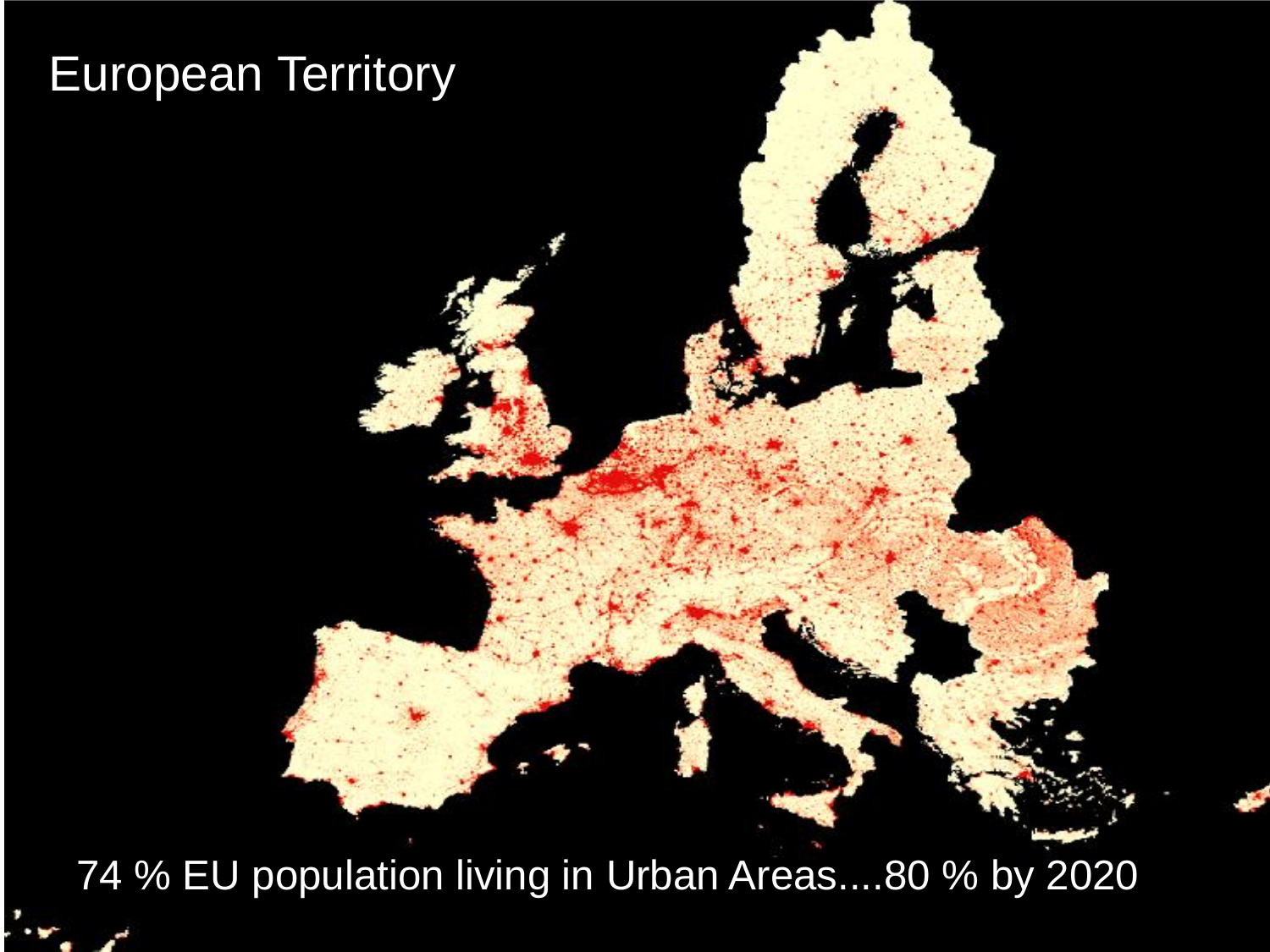# European Territory

74 % EU population living in Urban Areas....80 % by 2020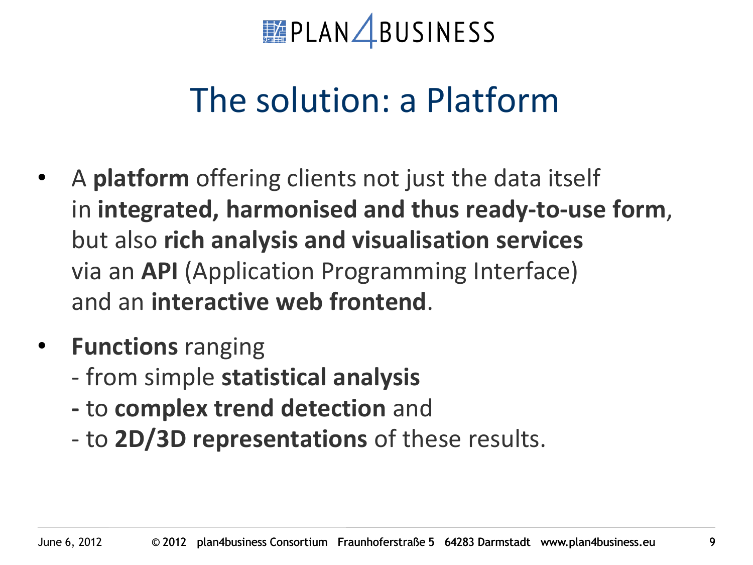# The solution: a Platform

- A **platform** offering clients not just the data itself in **integrated, harmonised and thus ready-to-use form**, but also **rich analysis and visualisation services** via an **API** (Application Programming Interface) and an **interactive web frontend**.

- **Functions** ranging
  - from simple **statistical analysis**
  - to **complex trend detection** and
  - to **2D/3D representations** of these results.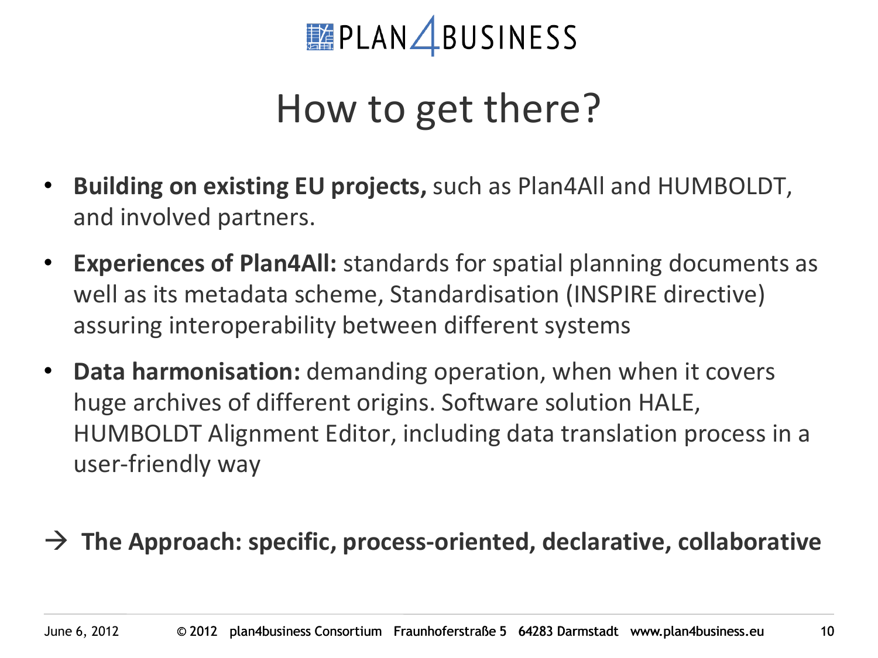# How to get there?

- **Building on existing EU projects,** such as Plan4All and HUMBOLDT, and involved partners.
- **Experiences of Plan4All:** standards for spatial planning documents as well as its metadata scheme, Standardisation (INSPIRE directive) assuring interoperability between different systems
- **Data harmonisation:** demanding operation, when when it covers huge archives of different origins. Software solution HALE, HUMBOLDT Alignment Editor, including data translation process in a user-friendly way

→ **The Approach: specific, process-oriented, declarative, collaborative**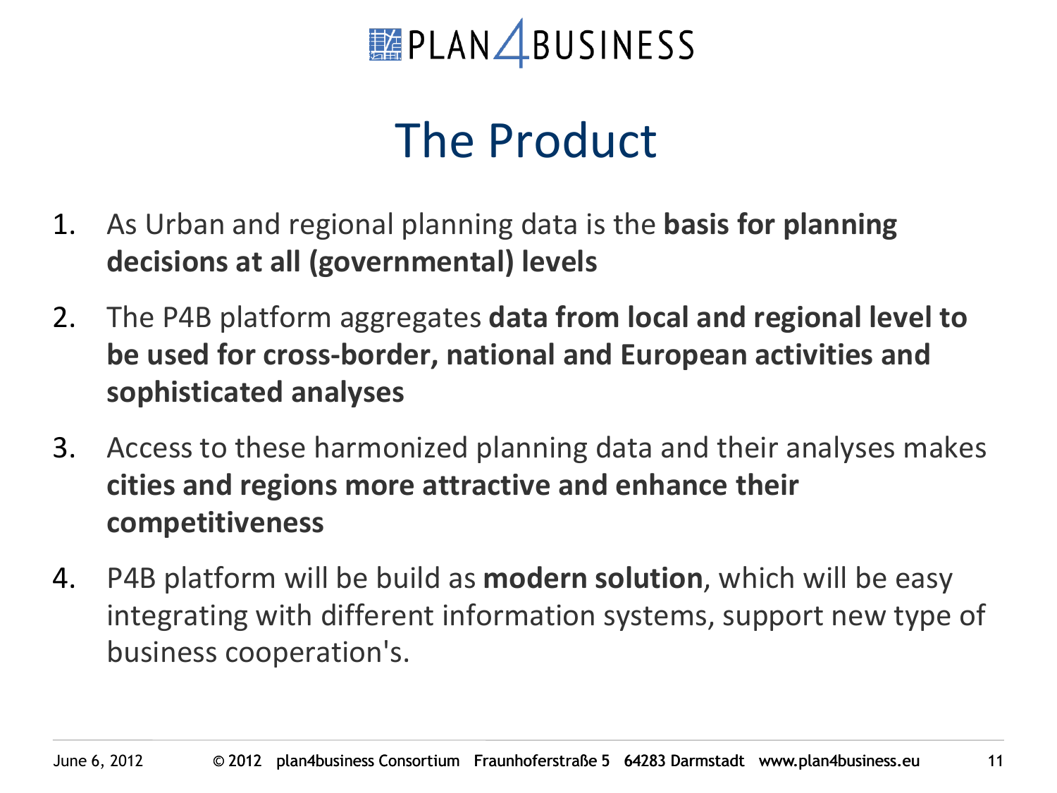# The Product

1. As Urban and regional planning data is the **basis for planning decisions at all (governmental) levels**
2. The P4B platform aggregates **data from local and regional level to be used for cross-border, national and European activities and sophisticated analyses**
3. Access to these harmonized planning data and their analyses makes **cities and regions more attractive and enhance their competitiveness**
4. P4B platform will be build as **modern solution**, which will be easy integrating with different information systems, support new type of business cooperation's.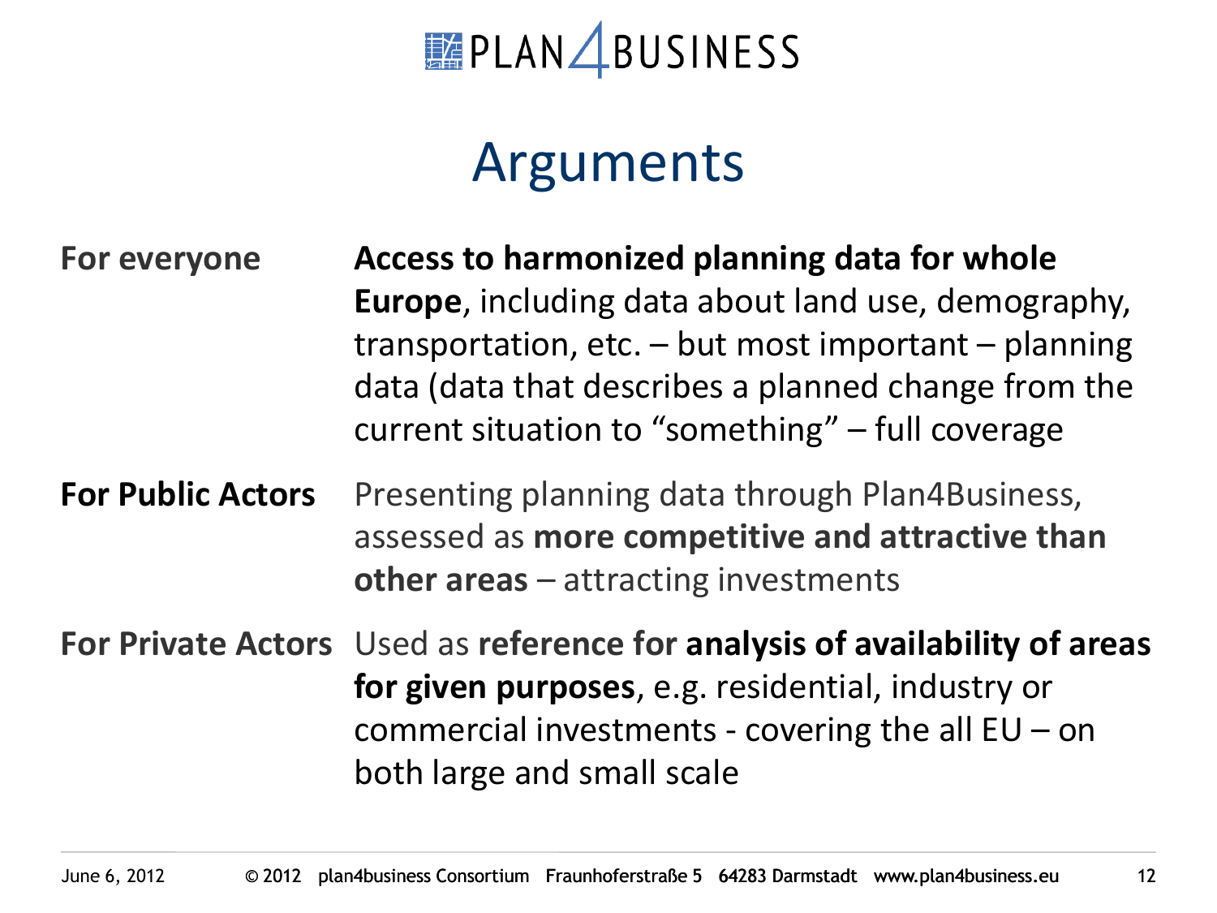# Arguments

| | |
|---|---|
| **For everyone** | **Access to harmonized planning data for whole Europe**, including data about land use, demography, transportation, etc. – but most important – planning data (data that describes a planned change from the current situation to "something" – full coverage |
| **For Public Actors** | Presenting planning data through Plan4Business, assessed as **more competitive and attractive than other areas** – attracting investments |
| **For Private Actors** | Used as **reference for analysis of availability of areas for given purposes**, e.g. residential, industry or commercial investments - covering the all EU – on both large and small scale |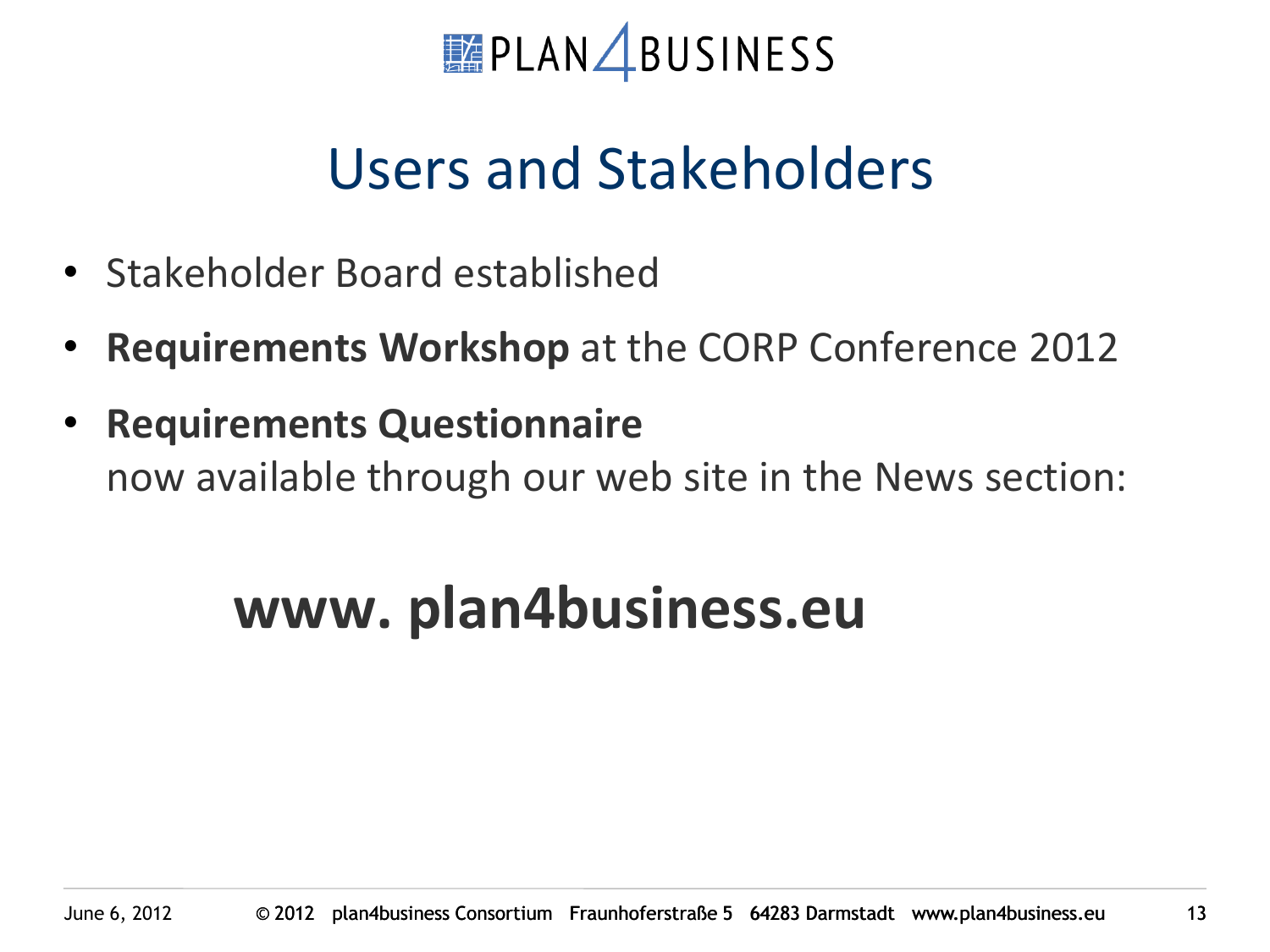# Users and Stakeholders

- Stakeholder Board established
- **Requirements Workshop** at the CORP Conference 2012
- **Requirements Questionnaire**
  now available through our web site in the News section:

**www. plan4business.eu**